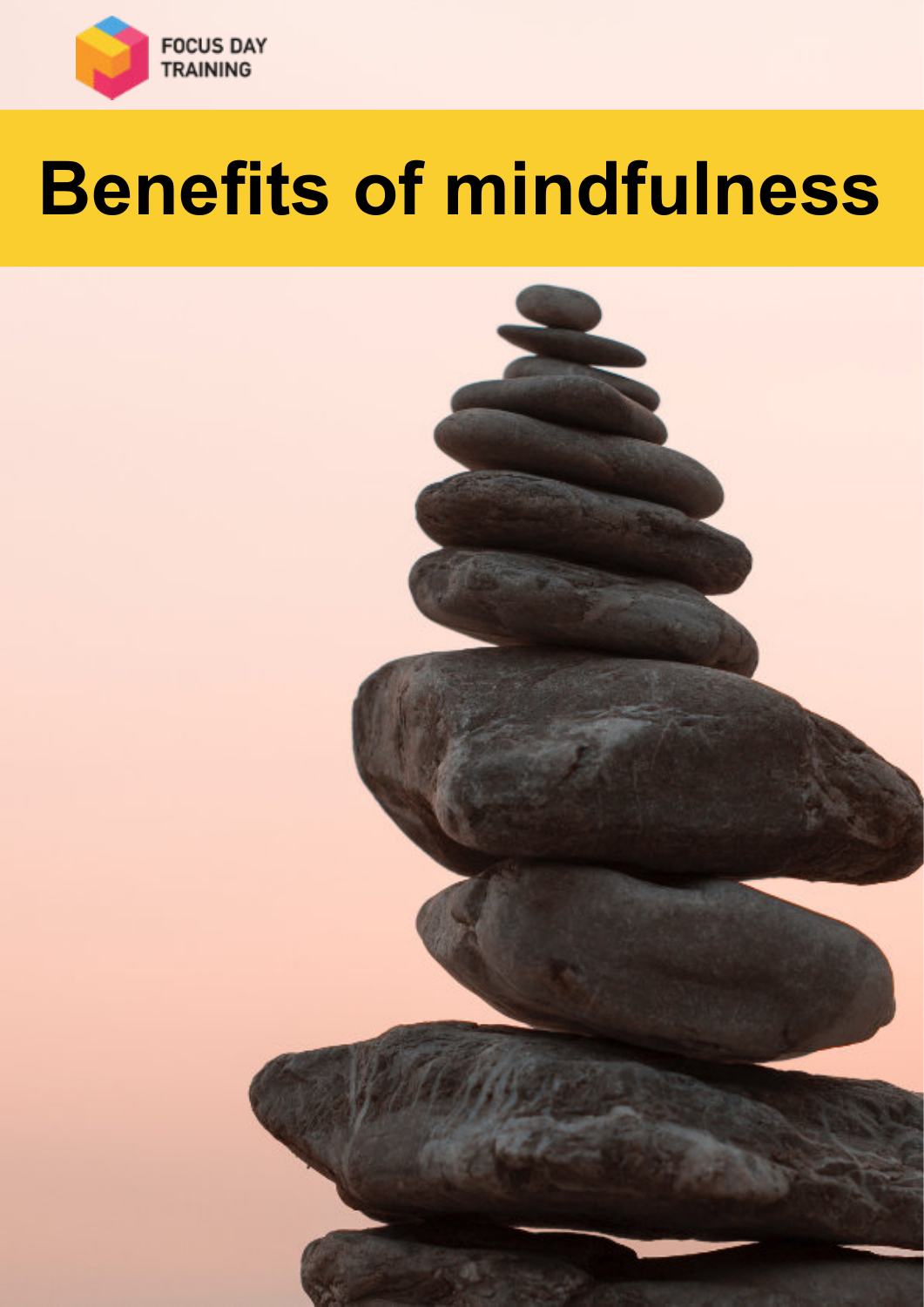FOCUS DAY TRAINING

# Benefits of mindfulness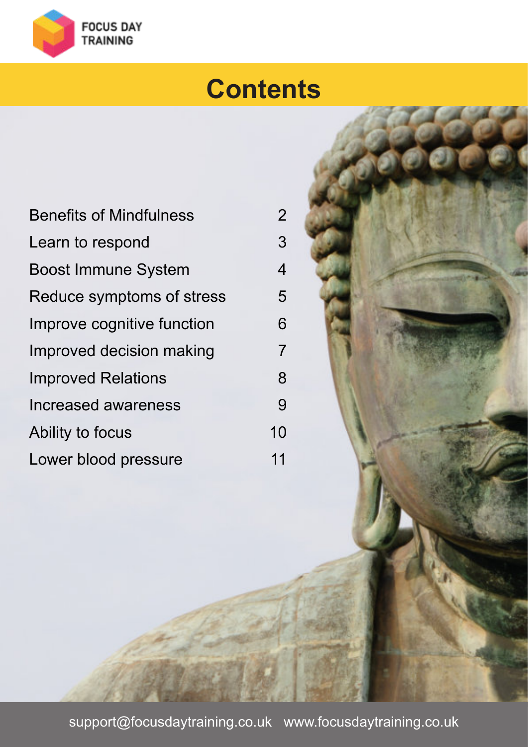# Contents

| | |
|---|---|
| Benefits of Mindfulness | 2 |
| Learn to respond | 3 |
| Boost Immune System | 4 |
| Reduce symptoms of stress | 5 |
| Improve cognitive function | 6 |
| Improved decision making | 7 |
| Improved Relations | 8 |
| Increased awareness | 9 |
| Ability to focus | 10 |
| Lower blood pressure | 11 |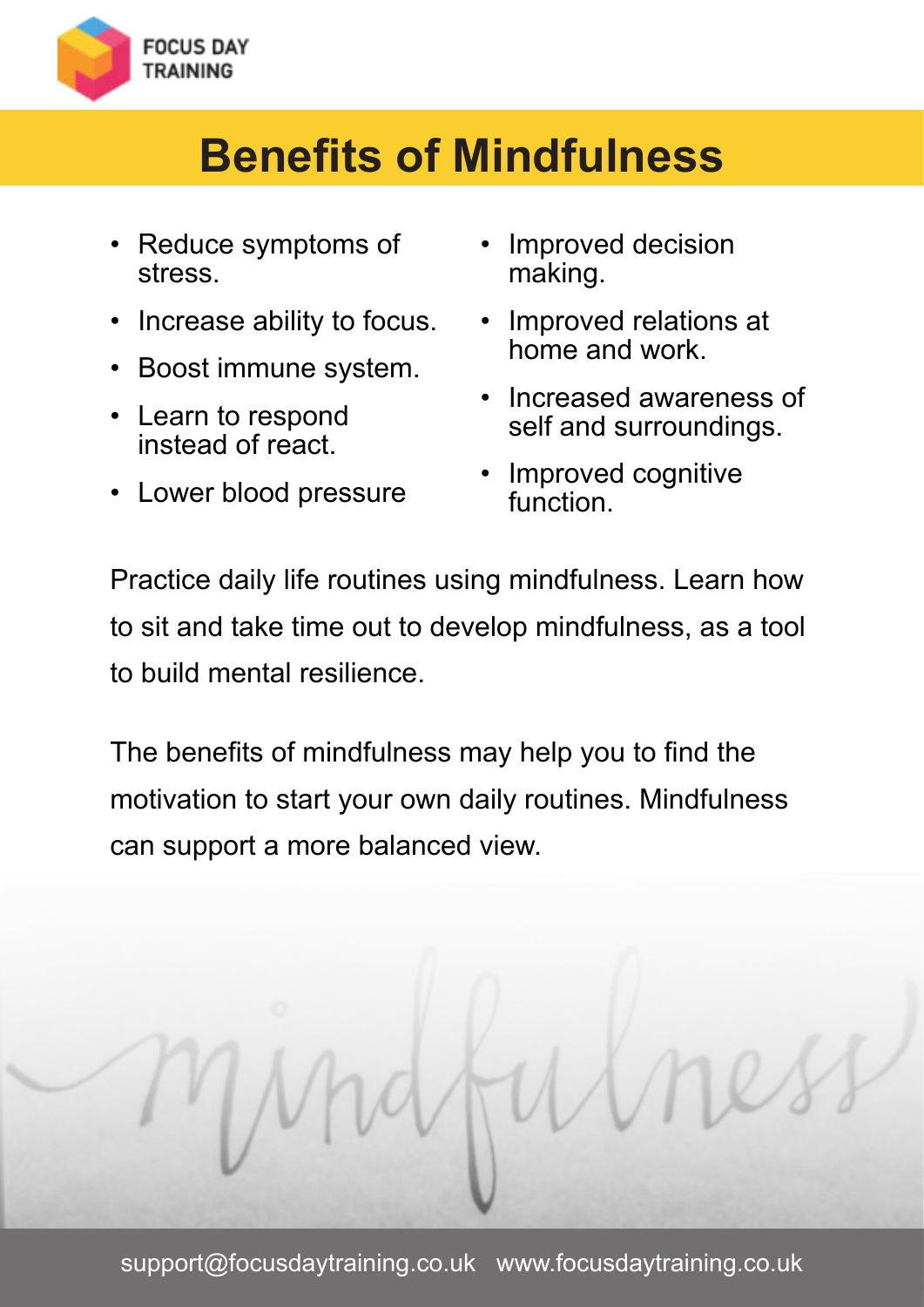FOCUS DAY TRAINING

# Benefits of Mindfulness

- Reduce symptoms of stress.
- Increase ability to focus.
- Boost immune system.
- Learn to respond instead of react.
- Lower blood pressure
- Improved decision making.
- Improved relations at home and work.
- Increased awareness of self and surroundings.
- Improved cognitive function.

Practice daily life routines using mindfulness. Learn how to sit and take time out to develop mindfulness, as a tool to build mental resilience.

The benefits of mindfulness may help you to find the motivation to start your own daily routines. Mindfulness can support a more balanced view.

support@focusdaytraining.co.uk www.focusdaytraining.co.uk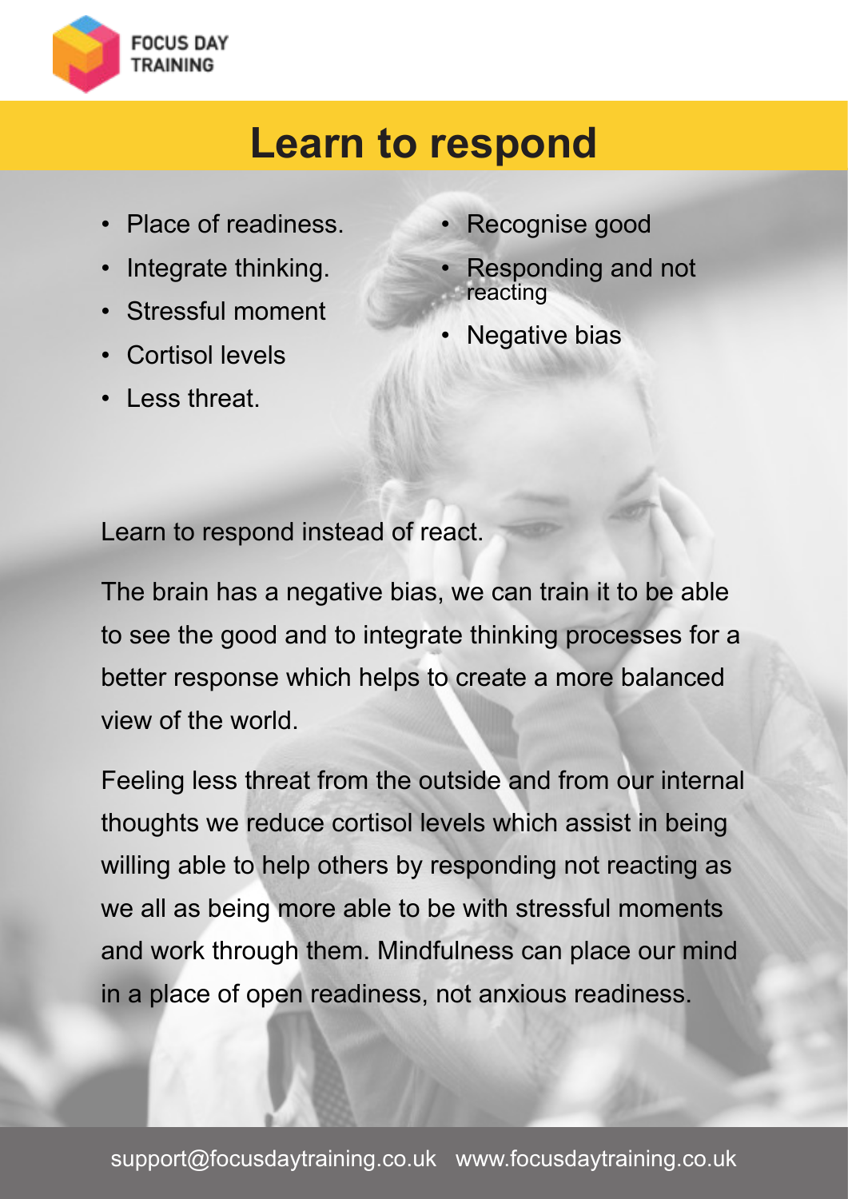# Learn to respond

- Place of readiness.
- Integrate thinking.
- Stressful moment
- Cortisol levels
- Less threat.
- Recognise good
- Responding and not reacting
- Negative bias

Learn to respond instead of react.

The brain has a negative bias, we can train it to be able to see the good and to integrate thinking processes for a better response which helps to create a more balanced view of the world.

Feeling less threat from the outside and from our internal thoughts we reduce cortisol levels which assist in being willing able to help others by responding not reacting as we all as being more able to be with stressful moments and work through them. Mindfulness can place our mind in a place of open readiness, not anxious readiness.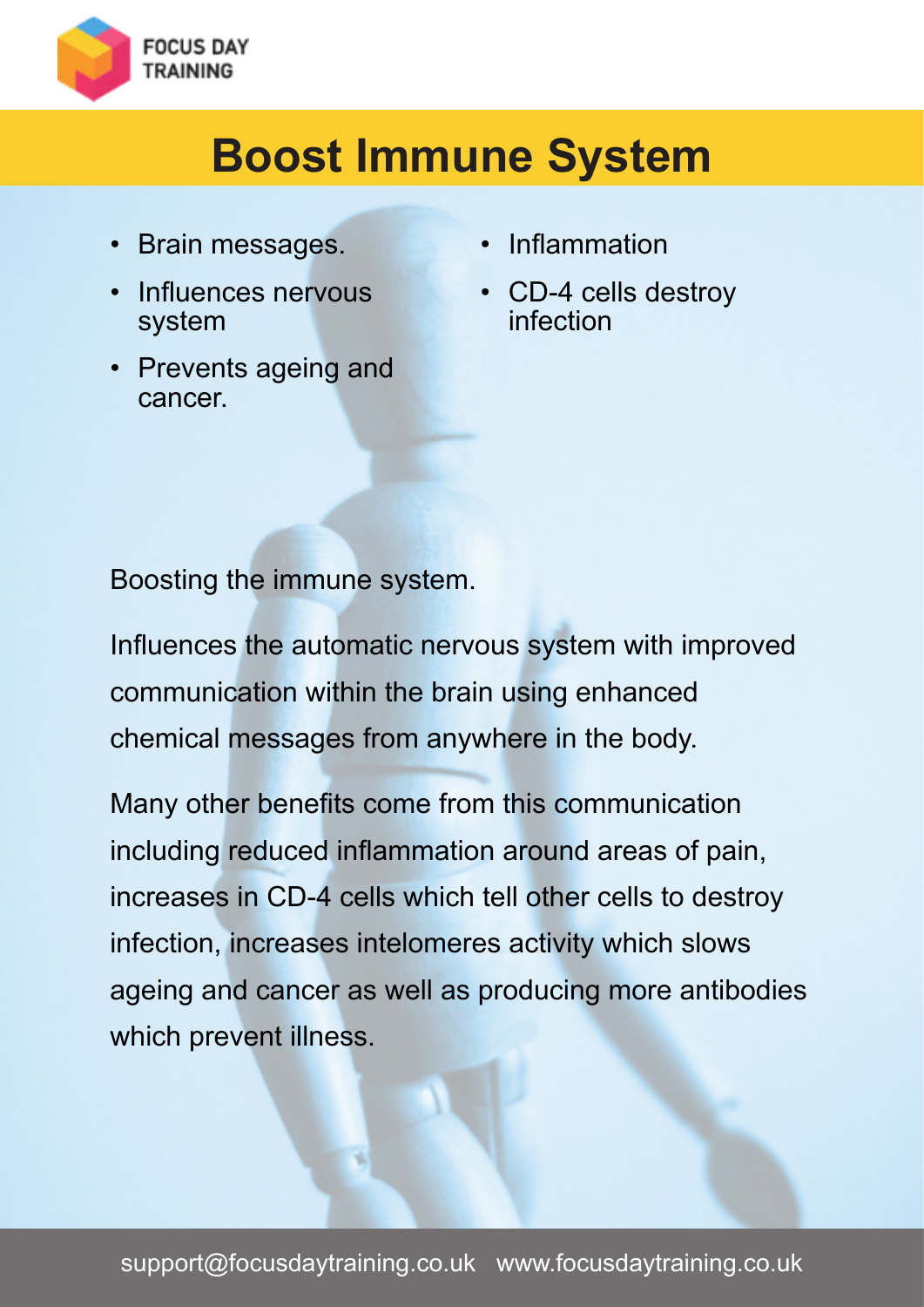# Boost Immune System

- Brain messages.
- Influences nervous system
- Prevents ageing and cancer.
- Inflammation
- CD-4 cells destroy infection

Boosting the immune system.

Influences the automatic nervous system with improved communication within the brain using enhanced chemical messages from anywhere in the body.

Many other benefits come from this communication including reduced inflammation around areas of pain, increases in CD-4 cells which tell other cells to destroy infection, increases intelomeres activity which slows ageing and cancer as well as producing more antibodies which prevent illness.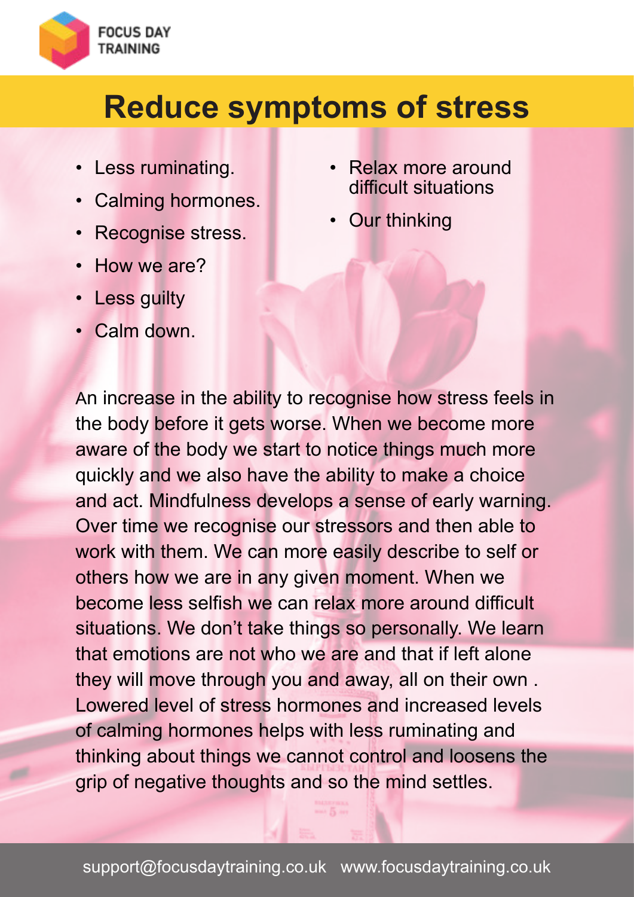# Reduce symptoms of stress

- Less ruminating.
- Calming hormones.
- Recognise stress.
- How we are?
- Less guilty
- Calm down.
- Relax more around difficult situations
- Our thinking

An increase in the ability to recognise how stress feels in the body before it gets worse. When we become more aware of the body we start to notice things much more quickly and we also have the ability to make a choice and act. Mindfulness develops a sense of early warning. Over time we recognise our stressors and then able to work with them. We can more easily describe to self or others how we are in any given moment. When we become less selfish we can relax more around difficult situations. We don't take things so personally. We learn that emotions are not who we are and that if left alone they will move through you and away, all on their own . Lowered level of stress hormones and increased levels of calming hormones helps with less ruminating and thinking about things we cannot control and loosens the grip of negative thoughts and so the mind settles.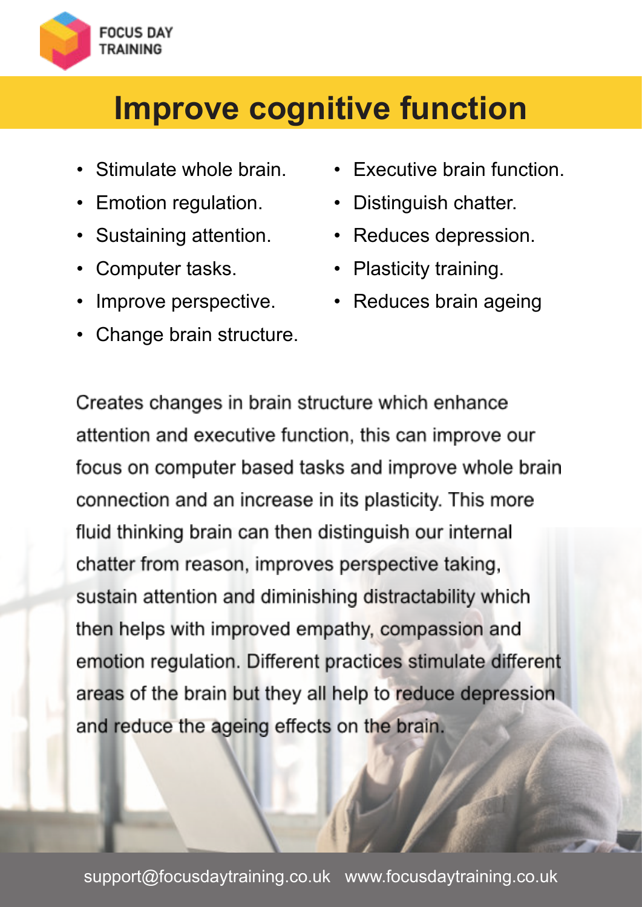FOCUS DAY TRAINING

# Improve cognitive function

- Stimulate whole brain.
- Emotion regulation.
- Sustaining attention.
- Computer tasks.
- Improve perspective.
- Change brain structure.
- Executive brain function.
- Distinguish chatter.
- Reduces depression.
- Plasticity training.
- Reduces brain ageing

Creates changes in brain structure which enhance attention and executive function, this can improve our focus on computer based tasks and improve whole brain connection and an increase in its plasticity. This more fluid thinking brain can then distinguish our internal chatter from reason, improves perspective taking, sustain attention and diminishing distractability which then helps with improved empathy, compassion and emotion regulation. Different practices stimulate different areas of the brain but they all help to reduce depression and reduce the ageing effects on the brain.

support@focusdaytraining.co.uk www.focusdaytraining.co.uk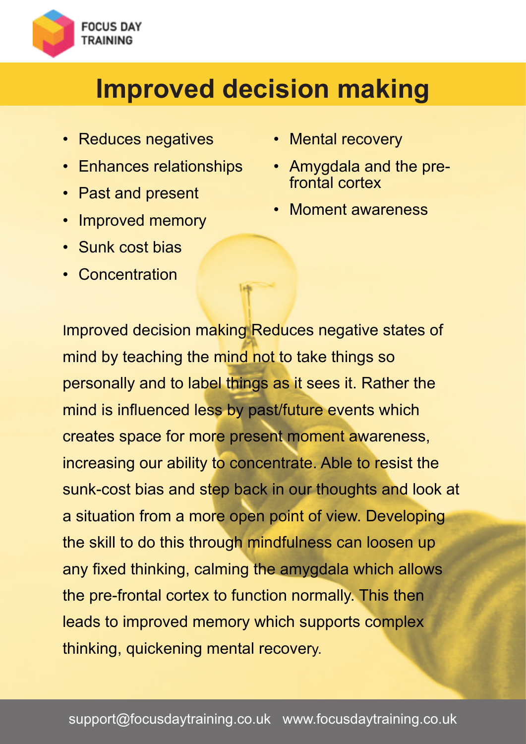# Improved decision making

- Reduces negatives
- Enhances relationships
- Past and present
- Improved memory
- Sunk cost bias
- Concentration
- Mental recovery
- Amygdala and the pre-frontal cortex
- Moment awareness

Improved decision making Reduces negative states of mind by teaching the mind not to take things so personally and to label things as it sees it. Rather the mind is influenced less by past/future events which creates space for more present moment awareness, increasing our ability to concentrate. Able to resist the sunk-cost bias and step back in our thoughts and look at a situation from a more open point of view. Developing the skill to do this through mindfulness can loosen up any fixed thinking, calming the amygdala which allows the pre-frontal cortex to function normally. This then leads to improved memory which supports complex thinking, quickening mental recovery.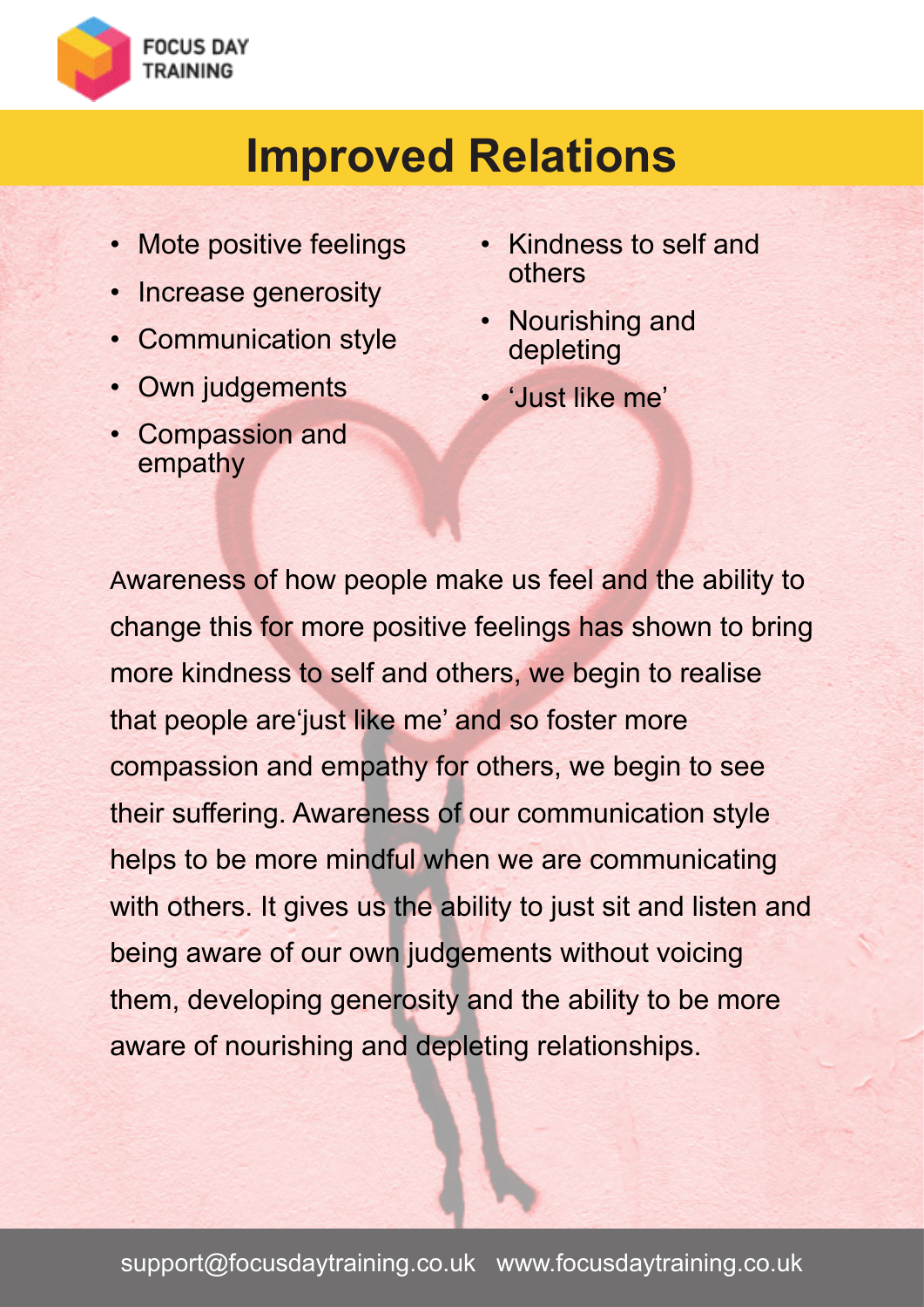# Improved Relations

- Mote positive feelings
- Increase generosity
- Communication style
- Own judgements
- Compassion and empathy
- Kindness to self and others
- Nourishing and depleting
- 'Just like me'

Awareness of how people make us feel and the ability to change this for more positive feelings has shown to bring more kindness to self and others, we begin to realise that people are'just like me' and so foster more compassion and empathy for others, we begin to see their suffering. Awareness of our communication style helps to be more mindful when we are communicating with others. It gives us the ability to just sit and listen and being aware of our own judgements without voicing them, developing generosity and the ability to be more aware of nourishing and depleting relationships.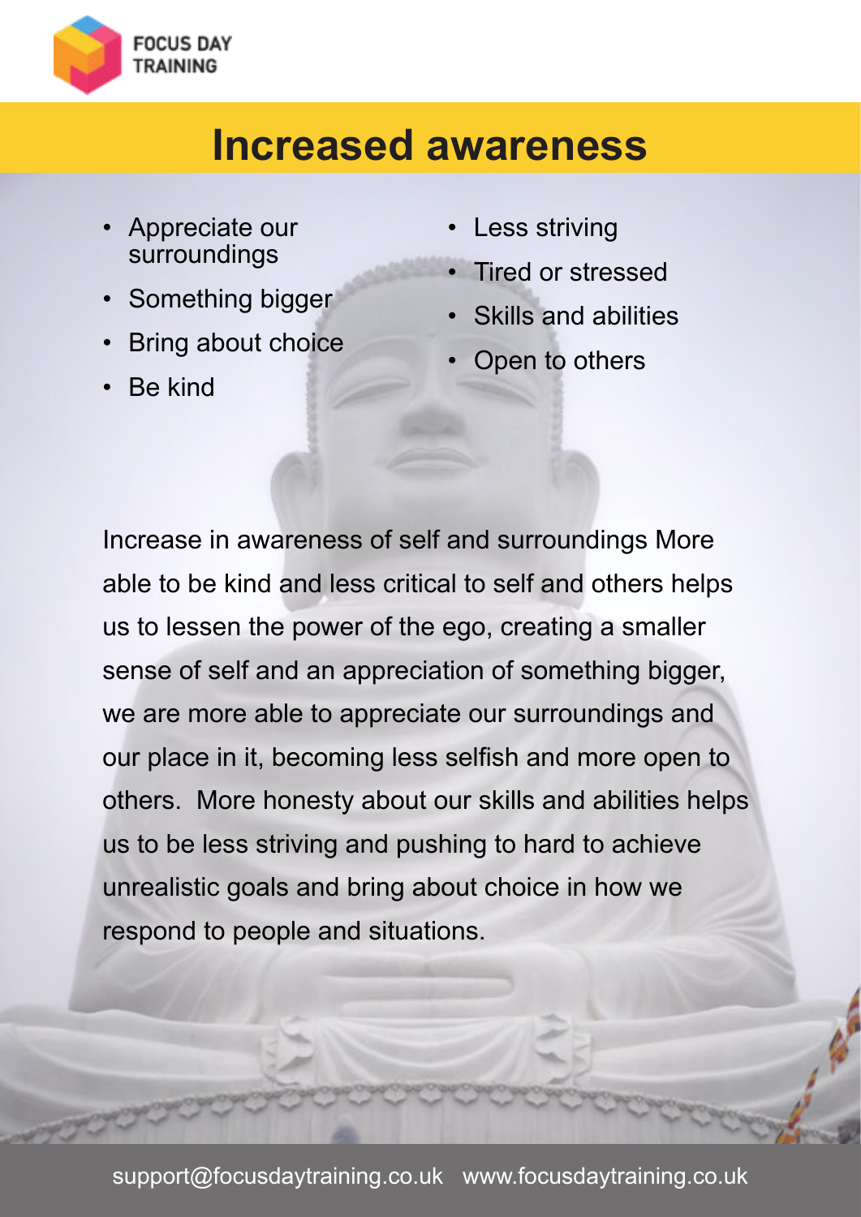# Increased awareness

- Appreciate our surroundings
- Something bigger
- Bring about choice
- Be kind
- Less striving
- Tired or stressed
- Skills and abilities
- Open to others

Increase in awareness of self and surroundings More able to be kind and less critical to self and others helps us to lessen the power of the ego, creating a smaller sense of self and an appreciation of something bigger, we are more able to appreciate our surroundings and our place in it, becoming less selfish and more open to others.  More honesty about our skills and abilities helps us to be less striving and pushing to hard to achieve unrealistic goals and bring about choice in how we respond to people and situations.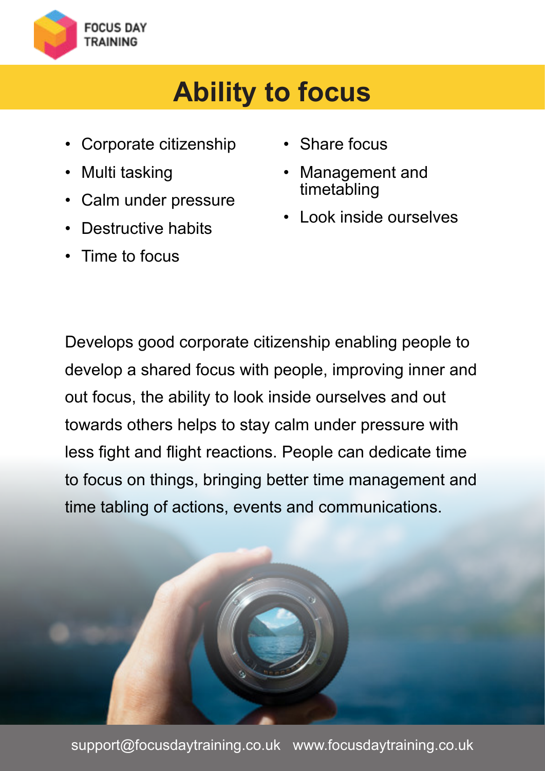# Ability to focus

- Corporate citizenship
- Multi tasking
- Calm under pressure
- Destructive habits
- Time to focus
- Share focus
- Management and timetabling
- Look inside ourselves

Develops good corporate citizenship enabling people to develop a shared focus with people, improving inner and out focus, the ability to look inside ourselves and out towards others helps to stay calm under pressure with less fight and flight reactions. People can dedicate time to focus on things, bringing better time management and time tabling of actions, events and communications.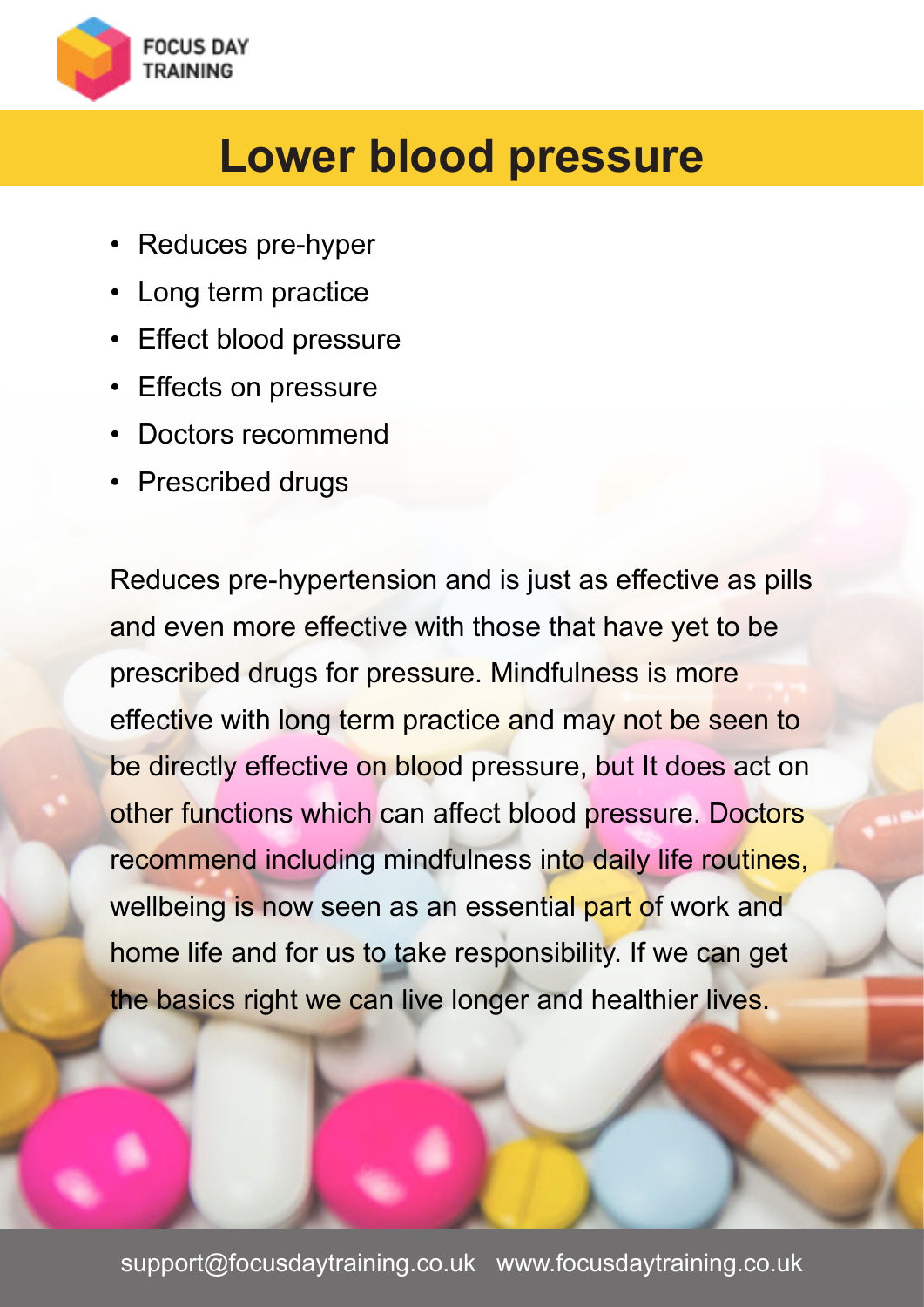# Lower blood pressure

- Reduces pre-hyper
- Long term practice
- Effect blood pressure
- Effects on pressure
- Doctors recommend
- Prescribed drugs

Reduces pre-hypertension and is just as effective as pills and even more effective with those that have yet to be prescribed drugs for pressure. Mindfulness is more effective with long term practice and may not be seen to be directly effective on blood pressure, but It does act on other functions which can affect blood pressure. Doctors recommend including mindfulness into daily life routines, wellbeing is now seen as an essential part of work and home life and for us to take responsibility. If we can get the basics right we can live longer and healthier lives.